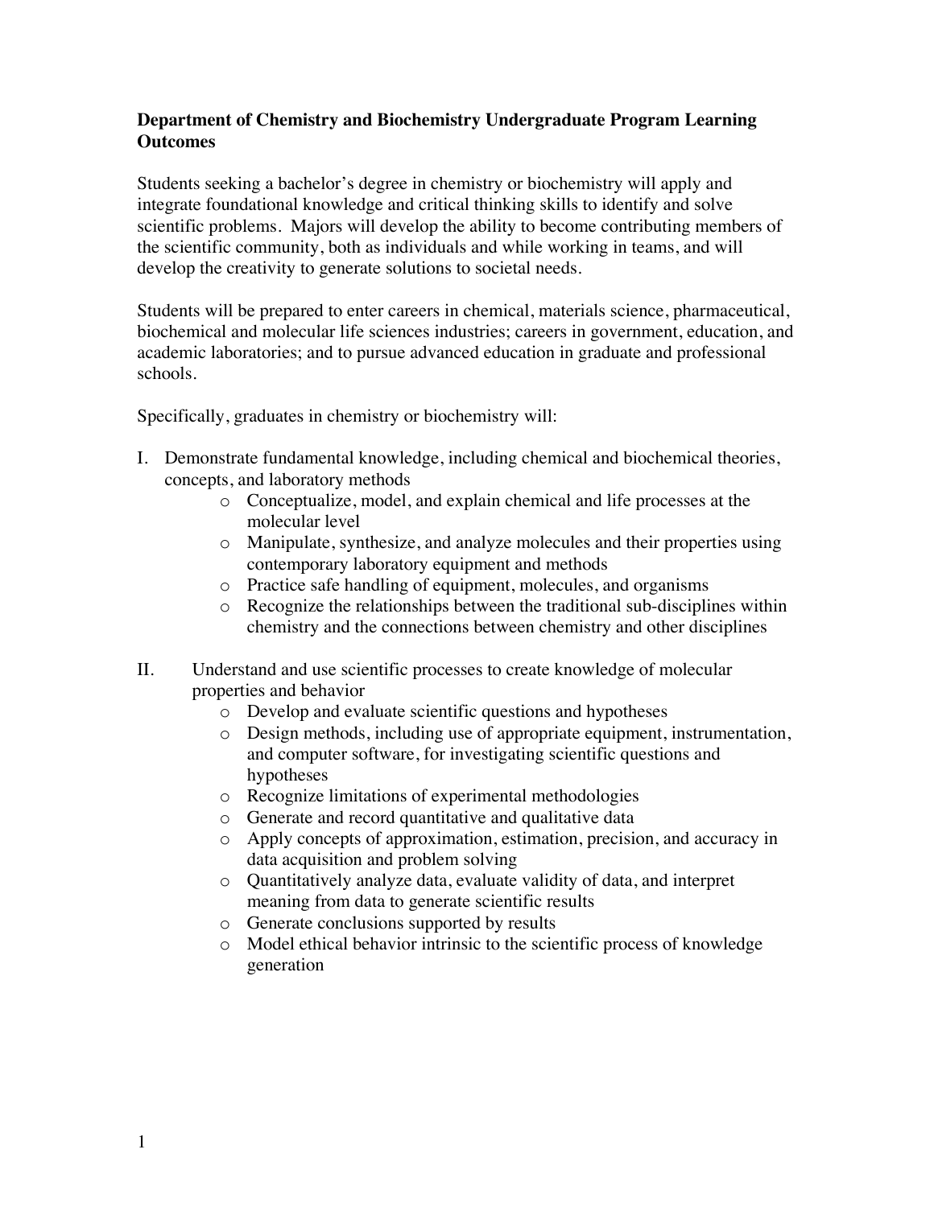# Department of Chemistry and Biochemistry Undergraduate Program Learning Outcomes

Students seeking a bachelor's degree in chemistry or biochemistry will apply and integrate foundational knowledge and critical thinking skills to identify and solve scientific problems. Majors will develop the ability to become contributing members of the scientific community, both as individuals and while working in teams, and will develop the creativity to generate solutions to societal needs.

Students will be prepared to enter careers in chemical, materials science, pharmaceutical, biochemical and molecular life sciences industries; careers in government, education, and academic laboratories; and to pursue advanced education in graduate and professional schools.

Specifically, graduates in chemistry or biochemistry will:

I. Demonstrate fundamental knowledge, including chemical and biochemical theories, concepts, and laboratory methods
   - Conceptualize, model, and explain chemical and life processes at the molecular level
   - Manipulate, synthesize, and analyze molecules and their properties using contemporary laboratory equipment and methods
   - Practice safe handling of equipment, molecules, and organisms
   - Recognize the relationships between the traditional sub-disciplines within chemistry and the connections between chemistry and other disciplines

II. Understand and use scientific processes to create knowledge of molecular properties and behavior
   - Develop and evaluate scientific questions and hypotheses
   - Design methods, including use of appropriate equipment, instrumentation, and computer software, for investigating scientific questions and hypotheses
   - Recognize limitations of experimental methodologies
   - Generate and record quantitative and qualitative data
   - Apply concepts of approximation, estimation, precision, and accuracy in data acquisition and problem solving
   - Quantitatively analyze data, evaluate validity of data, and interpret meaning from data to generate scientific results
   - Generate conclusions supported by results
   - Model ethical behavior intrinsic to the scientific process of knowledge generation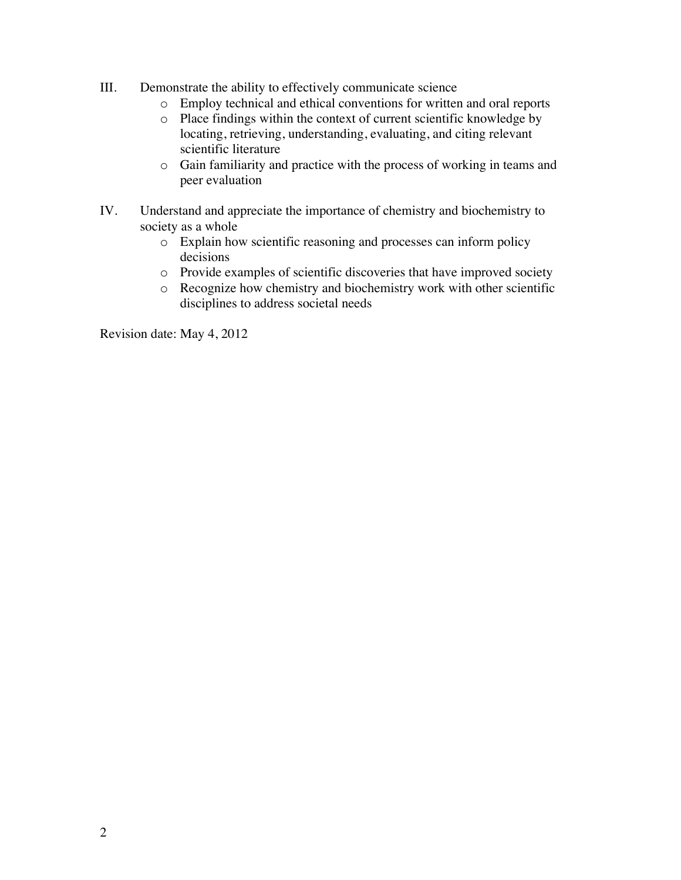III. Demonstrate the ability to effectively communicate science
   - Employ technical and ethical conventions for written and oral reports
   - Place findings within the context of current scientific knowledge by locating, retrieving, understanding, evaluating, and citing relevant scientific literature
   - Gain familiarity and practice with the process of working in teams and peer evaluation

IV. Understand and appreciate the importance of chemistry and biochemistry to society as a whole
   - Explain how scientific reasoning and processes can inform policy decisions
   - Provide examples of scientific discoveries that have improved society
   - Recognize how chemistry and biochemistry work with other scientific disciplines to address societal needs

Revision date: May 4, 2012